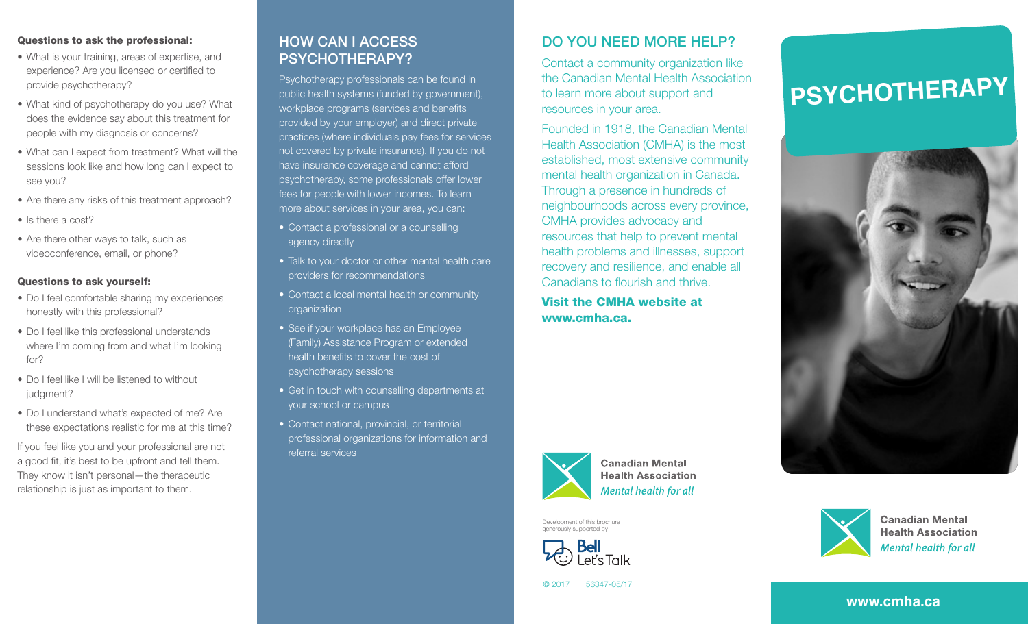**Questions to ask the professional:**

- What is your training, areas of expertise, and experience? Are you licensed or certified to provide psychotherapy?
- What kind of psychotherapy do you use? What does the evidence say about this treatment for people with my diagnosis or concerns?
- What can I expect from treatment? What will the sessions look like and how long can I expect to see you?
- Are there any risks of this treatment approach?
- Is there a cost?
- Are there other ways to talk, such as videoconference, email, or phone?

**Questions to ask yourself:**

- Do I feel comfortable sharing my experiences honestly with this professional?
- Do I feel like this professional understands where I'm coming from and what I'm looking for?
- Do I feel like I will be listened to without judgment?
- Do I understand what's expected of me? Are these expectations realistic for me at this time?

If you feel like you and your professional are not a good fit, it's best to be upfront and tell them. They know it isn't personal—the therapeutic relationship is just as important to them.

## HOW CAN I ACCESS PSYCHOTHERAPY?

Psychotherapy professionals can be found in public health systems (funded by government), workplace programs (services and benefits provided by your employer) and direct private practices (where individuals pay fees for services not covered by private insurance). If you do not have insurance coverage and cannot afford psychotherapy, some professionals offer lower fees for people with lower incomes. To learn more about services in your area, you can:

- Contact a professional or a counselling agency directly
- Talk to your doctor or other mental health care providers for recommendations
- Contact a local mental health or community organization
- See if your workplace has an Employee (Family) Assistance Program or extended health benefits to cover the cost of psychotherapy sessions
- Get in touch with counselling departments at your school or campus
- Contact national, provincial, or territorial professional organizations for information and referral services

## DO YOU NEED MORE HELP?

Contact a community organization like the Canadian Mental Health Association to learn more about support and resources in your area.

Founded in 1918, the Canadian Mental Health Association (CMHA) is the most established, most extensive community mental health organization in Canada. Through a presence in hundreds of neighbourhoods across every province, CMHA provides advocacy and resources that help to prevent mental health problems and illnesses, support recovery and resilience, and enable all Canadians to flourish and thrive.

**Visit the CMHA website at www.cmha.ca.**

Canadian Mental Health Association
*Mental health for all*

Development of this brochure generously supported by

Bell Let's Talk

© 2017 56347-05/17

# PSYCHOTHERAPY

Canadian Mental Health Association
*Mental health for all*

**www.cmha.ca**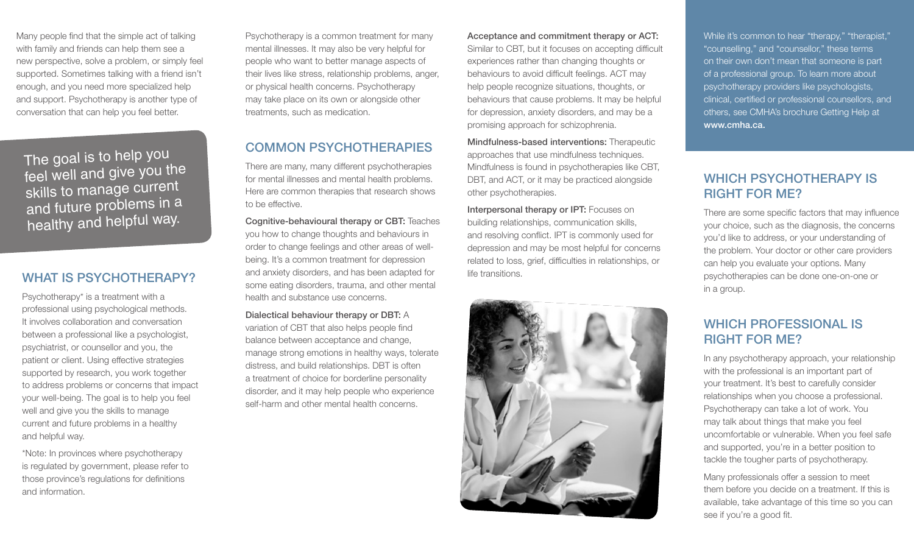Many people find that the simple act of talking with family and friends can help them see a new perspective, solve a problem, or simply feel supported. Sometimes talking with a friend isn't enough, and you need more specialized help and support. Psychotherapy is another type of conversation that can help you feel better.

> The goal is to help you feel well and give you the skills to manage current and future problems in a healthy and helpful way.

## WHAT IS PSYCHOTHERAPY?

Psychotherapy* is a treatment with a professional using psychological methods. It involves collaboration and conversation between a professional like a psychologist, psychiatrist, or counsellor and you, the patient or client. Using effective strategies supported by research, you work together to address problems or concerns that impact your well-being. The goal is to help you feel well and give you the skills to manage current and future problems in a healthy and helpful way.

*Note: In provinces where psychotherapy is regulated by government, please refer to those province's regulations for definitions and information.

Psychotherapy is a common treatment for many mental illnesses. It may also be very helpful for people who want to better manage aspects of their lives like stress, relationship problems, anger, or physical health concerns. Psychotherapy may take place on its own or alongside other treatments, such as medication.

## COMMON PSYCHOTHERAPIES

There are many, many different psychotherapies for mental illnesses and mental health problems. Here are common therapies that research shows to be effective.

**Cognitive-behavioural therapy or CBT:** Teaches you how to change thoughts and behaviours in order to change feelings and other areas of well-being. It's a common treatment for depression and anxiety disorders, and has been adapted for some eating disorders, trauma, and other mental health and substance use concerns.

**Dialectical behaviour therapy or DBT:** A variation of CBT that also helps people find balance between acceptance and change, manage strong emotions in healthy ways, tolerate distress, and build relationships. DBT is often a treatment of choice for borderline personality disorder, and it may help people who experience self-harm and other mental health concerns.

**Acceptance and commitment therapy or ACT:** Similar to CBT, but it focuses on accepting difficult experiences rather than changing thoughts or behaviours to avoid difficult feelings. ACT may help people recognize situations, thoughts, or behaviours that cause problems. It may be helpful for depression, anxiety disorders, and may be a promising approach for schizophrenia.

**Mindfulness-based interventions:** Therapeutic approaches that use mindfulness techniques. Mindfulness is found in psychotherapies like CBT, DBT, and ACT, or it may be practiced alongside other psychotherapies.

**Interpersonal therapy or IPT:** Focuses on building relationships, communication skills, and resolving conflict. IPT is commonly used for depression and may be most helpful for concerns related to loss, grief, difficulties in relationships, or life transitions.

While it's common to hear "therapy," "therapist," "counselling," and "counsellor," these terms on their own don't mean that someone is part of a professional group. To learn more about psychotherapy providers like psychologists, clinical, certified or professional counsellors, and others, see CMHA's brochure Getting Help at **www.cmha.ca.**

## WHICH PSYCHOTHERAPY IS RIGHT FOR ME?

There are some specific factors that may influence your choice, such as the diagnosis, the concerns you'd like to address, or your understanding of the problem. Your doctor or other care providers can help you evaluate your options. Many psychotherapies can be done one-on-one or in a group.

## WHICH PROFESSIONAL IS RIGHT FOR ME?

In any psychotherapy approach, your relationship with the professional is an important part of your treatment. It's best to carefully consider relationships when you choose a professional. Psychotherapy can take a lot of work. You may talk about things that make you feel uncomfortable or vulnerable. When you feel safe and supported, you're in a better position to tackle the tougher parts of psychotherapy.

Many professionals offer a session to meet them before you decide on a treatment. If this is available, take advantage of this time so you can see if you're a good fit.